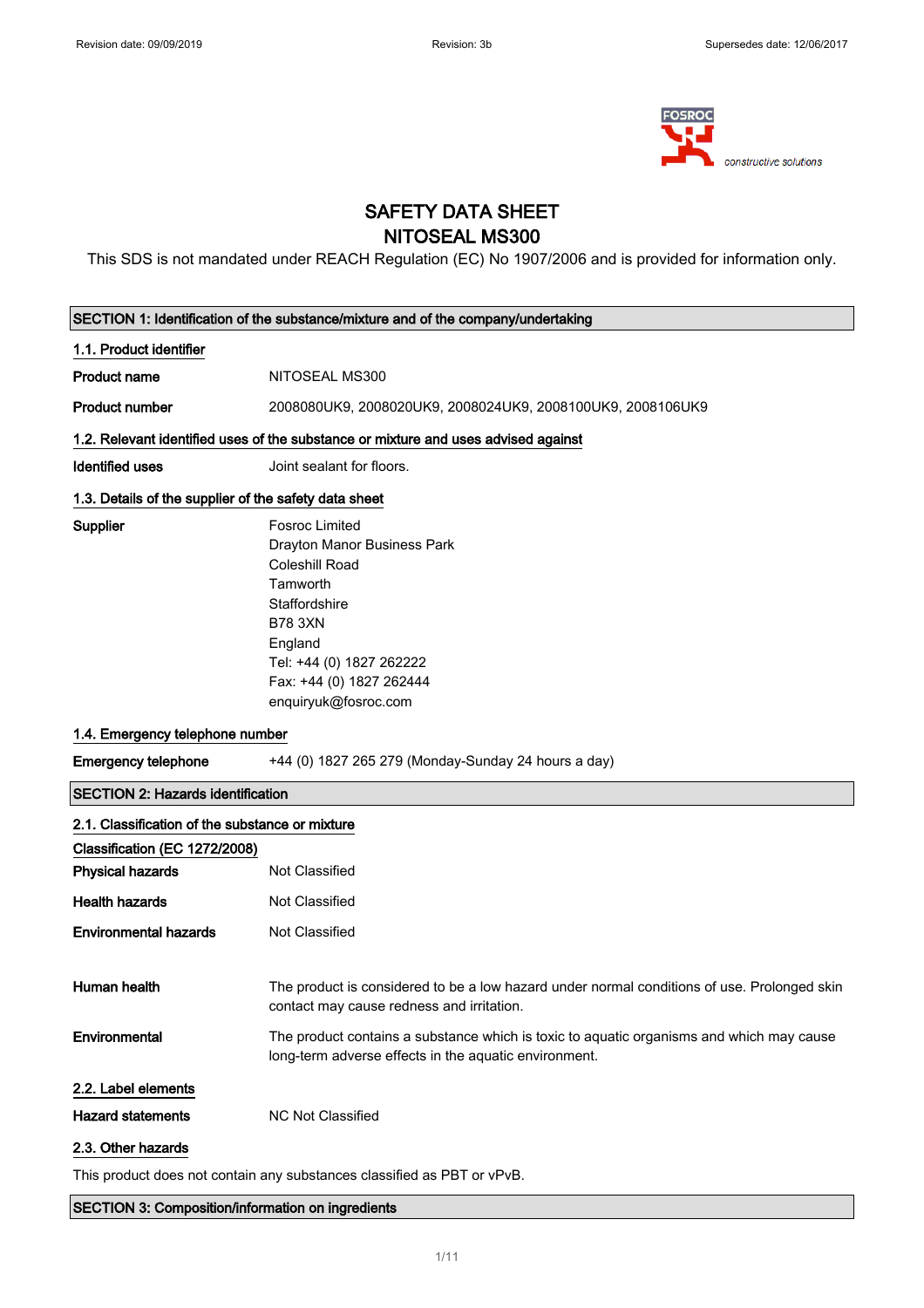# SAFETY DATA SHEET
# NITOSEAL MS300

This SDS is not mandated under REACH Regulation (EC) No 1907/2006 and is provided for information only.

## SECTION 1: Identification of the substance/mixture and of the company/undertaking

### 1.1. Product identifier

**Product name** NITOSEAL MS300

**Product number** 2008080UK9, 2008020UK9, 2008024UK9, 2008100UK9, 2008106UK9

### 1.2. Relevant identified uses of the substance or mixture and uses advised against

**Identified uses** Joint sealant for floors.

### 1.3. Details of the supplier of the safety data sheet

**Supplier**
Fosroc Limited
Drayton Manor Business Park
Coleshill Road
Tamworth
Staffordshire
B78 3XN
England
Tel: +44 (0) 1827 262222
Fax: +44 (0) 1827 262444
enquiryuk@fosroc.com

### 1.4. Emergency telephone number

**Emergency telephone** +44 (0) 1827 265 279 (Monday-Sunday 24 hours a day)

## SECTION 2: Hazards identification

### 2.1. Classification of the substance or mixture

**Classification (EC 1272/2008)**

**Physical hazards** Not Classified

**Health hazards** Not Classified

**Environmental hazards** Not Classified

**Human health** The product is considered to be a low hazard under normal conditions of use. Prolonged skin contact may cause redness and irritation.

**Environmental** The product contains a substance which is toxic to aquatic organisms and which may cause long-term adverse effects in the aquatic environment.

### 2.2. Label elements

**Hazard statements** NC Not Classified

### 2.3. Other hazards

This product does not contain any substances classified as PBT or vPvB.

## SECTION 3: Composition/information on ingredients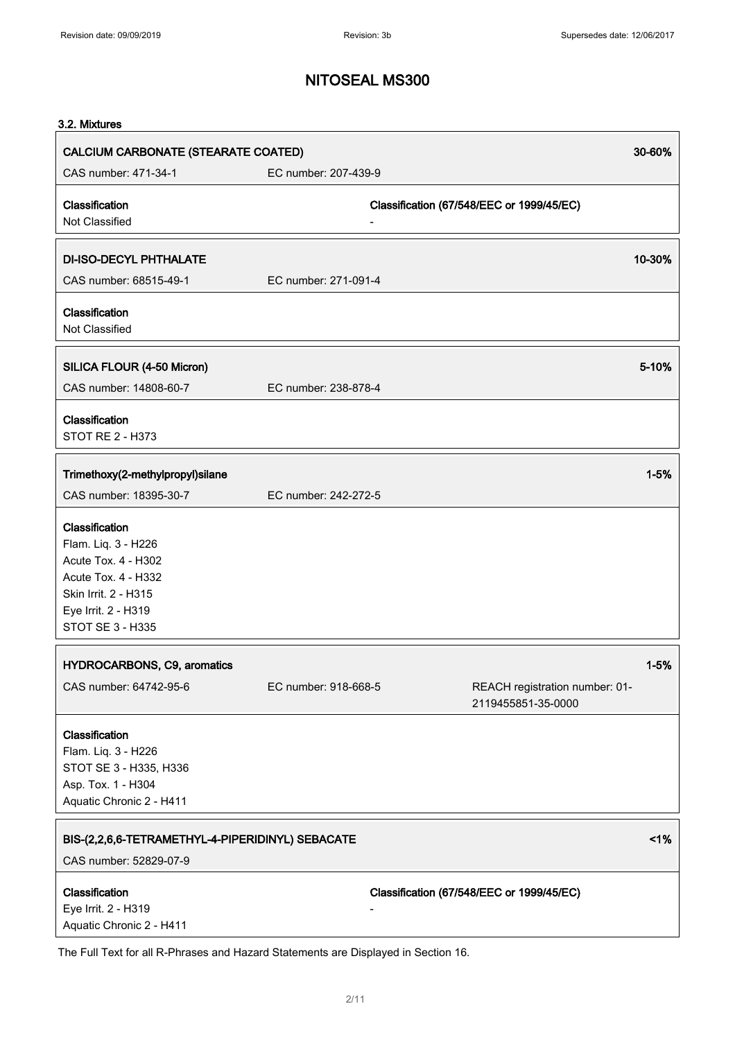## NITOSEAL MS300

### 3.2. Mixtures

**CALCIUM CARBONATE (STEARATE COATED)** — 30-60%

CAS number: 471-34-1 | EC number: 207-439-9

**Classification**
Not Classified

**Classification (67/548/EEC or 1999/45/EC)**
-

**DI-ISO-DECYL PHTHALATE** — 10-30%

CAS number: 68515-49-1 | EC number: 271-091-4

**Classification**
Not Classified

**SILICA FLOUR (4-50 Micron)** — 5-10%

CAS number: 14808-60-7 | EC number: 238-878-4

**Classification**
STOT RE 2 - H373

**Trimethoxy(2-methylpropyl)silane** — 1-5%

CAS number: 18395-30-7 | EC number: 242-272-5

**Classification**
Flam. Liq. 3 - H226
Acute Tox. 4 - H302
Acute Tox. 4 - H332
Skin Irrit. 2 - H315
Eye Irrit. 2 - H319
STOT SE 3 - H335

**HYDROCARBONS, C9, aromatics** — 1-5%

CAS number: 64742-95-6 | EC number: 918-668-5 | REACH registration number: 01-2119455851-35-0000

**Classification**
Flam. Liq. 3 - H226
STOT SE 3 - H335, H336
Asp. Tox. 1 - H304
Aquatic Chronic 2 - H411

**BIS-(2,2,6,6-TETRAMETHYL-4-PIPERIDINYL) SEBACATE** — <1%

CAS number: 52829-07-9

**Classification**
Eye Irrit. 2 - H319
Aquatic Chronic 2 - H411

**Classification (67/548/EEC or 1999/45/EC)**
-

The Full Text for all R-Phrases and Hazard Statements are Displayed in Section 16.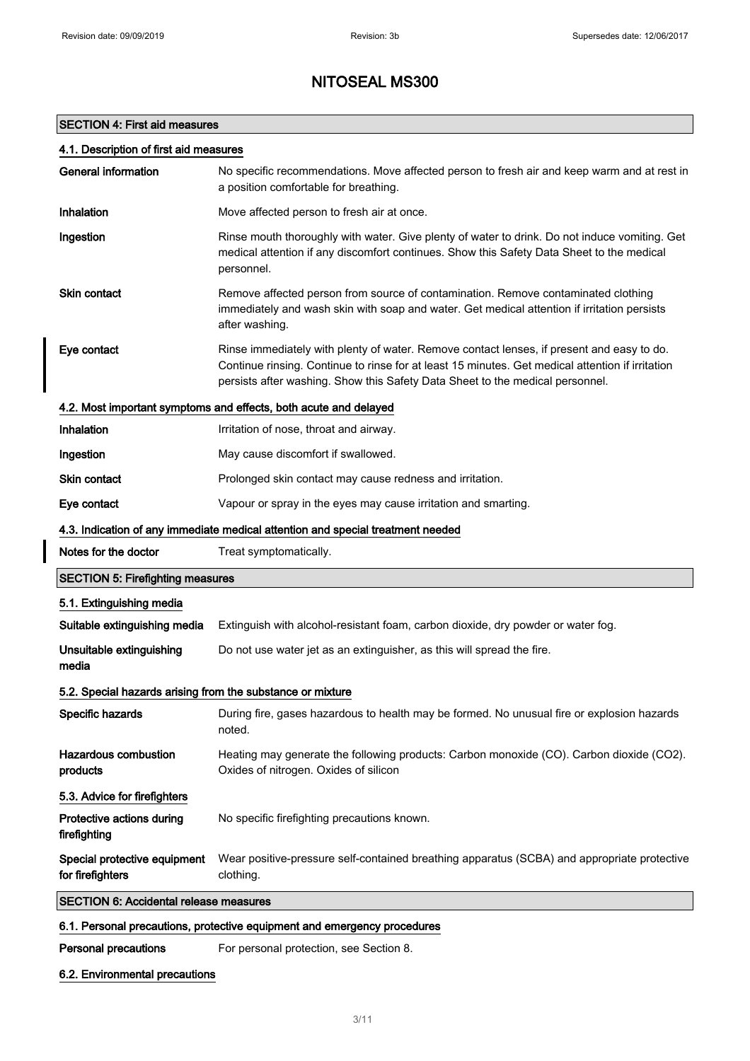## SECTION 4: First aid measures

### 4.1. Description of first aid measures

| | |
|---|---|
| **General information** | No specific recommendations. Move affected person to fresh air and keep warm and at rest in a position comfortable for breathing. |
| **Inhalation** | Move affected person to fresh air at once. |
| **Ingestion** | Rinse mouth thoroughly with water. Give plenty of water to drink. Do not induce vomiting. Get medical attention if any discomfort continues. Show this Safety Data Sheet to the medical personnel. |
| **Skin contact** | Remove affected person from source of contamination. Remove contaminated clothing immediately and wash skin with soap and water. Get medical attention if irritation persists after washing. |
| **Eye contact** | Rinse immediately with plenty of water. Remove contact lenses, if present and easy to do. Continue rinsing. Continue to rinse for at least 15 minutes. Get medical attention if irritation persists after washing. Show this Safety Data Sheet to the medical personnel. |

### 4.2. Most important symptoms and effects, both acute and delayed

| | |
|---|---|
| **Inhalation** | Irritation of nose, throat and airway. |
| **Ingestion** | May cause discomfort if swallowed. |
| **Skin contact** | Prolonged skin contact may cause redness and irritation. |
| **Eye contact** | Vapour or spray in the eyes may cause irritation and smarting. |

### 4.3. Indication of any immediate medical attention and special treatment needed

| | |
|---|---|
| **Notes for the doctor** | Treat symptomatically. |

## SECTION 5: Firefighting measures

### 5.1. Extinguishing media

| | |
|---|---|
| **Suitable extinguishing media** | Extinguish with alcohol-resistant foam, carbon dioxide, dry powder or water fog. |
| **Unsuitable extinguishing media** | Do not use water jet as an extinguisher, as this will spread the fire. |

### 5.2. Special hazards arising from the substance or mixture

| | |
|---|---|
| **Specific hazards** | During fire, gases hazardous to health may be formed. No unusual fire or explosion hazards noted. |
| **Hazardous combustion products** | Heating may generate the following products: Carbon monoxide (CO). Carbon dioxide ($CO_2$). Oxides of nitrogen. Oxides of silicon |

### 5.3. Advice for firefighters

| | |
|---|---|
| **Protective actions during firefighting** | No specific firefighting precautions known. |
| **Special protective equipment for firefighters** | Wear positive-pressure self-contained breathing apparatus (SCBA) and appropriate protective clothing. |

## SECTION 6: Accidental release measures

### 6.1. Personal precautions, protective equipment and emergency procedures

| | |
|---|---|
| **Personal precautions** | For personal protection, see Section 8. |

### 6.2. Environmental precautions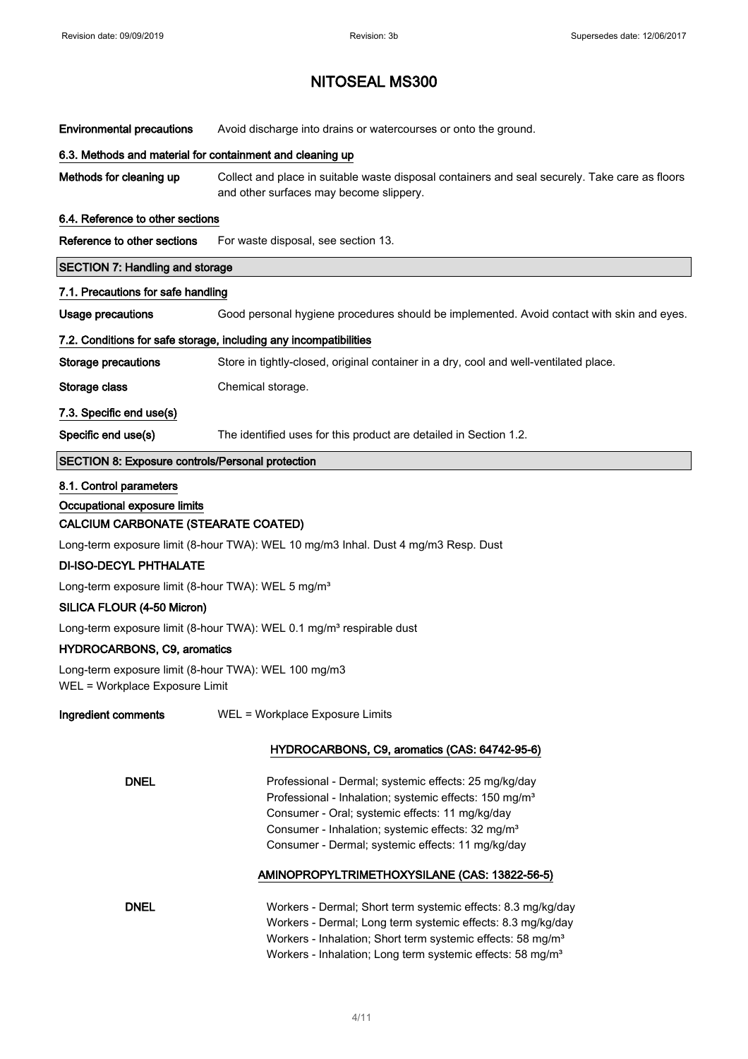# NITOSEAL MS300

**Environmental precautions** Avoid discharge into drains or watercourses or onto the ground.

### 6.3. Methods and material for containment and cleaning up

**Methods for cleaning up** Collect and place in suitable waste disposal containers and seal securely. Take care as floors and other surfaces may become slippery.

### 6.4. Reference to other sections

**Reference to other sections** For waste disposal, see section 13.

## SECTION 7: Handling and storage

### 7.1. Precautions for safe handling

**Usage precautions** Good personal hygiene procedures should be implemented. Avoid contact with skin and eyes.

### 7.2. Conditions for safe storage, including any incompatibilities

**Storage precautions** Store in tightly-closed, original container in a dry, cool and well-ventilated place.

**Storage class** Chemical storage.

### 7.3. Specific end use(s)

**Specific end use(s)** The identified uses for this product are detailed in Section 1.2.

## SECTION 8: Exposure controls/Personal protection

### 8.1. Control parameters

**Occupational exposure limits**

**CALCIUM CARBONATE (STEARATE COATED)**

Long-term exposure limit (8-hour TWA): WEL 10 mg/m3 Inhal. Dust 4 mg/m3 Resp. Dust

**DI-ISO-DECYL PHTHALATE**

Long-term exposure limit (8-hour TWA): WEL 5 mg/m³

**SILICA FLOUR (4-50 Micron)**

Long-term exposure limit (8-hour TWA): WEL 0.1 mg/m³ respirable dust

**HYDROCARBONS, C9, aromatics**

Long-term exposure limit (8-hour TWA): WEL 100 mg/m3
WEL = Workplace Exposure Limit

**Ingredient comments** WEL = Workplace Exposure Limits

**HYDROCARBONS, C9, aromatics (CAS: 64742-95-6)**

**DNEL**
Professional - Dermal; systemic effects: 25 mg/kg/day
Professional - Inhalation; systemic effects: 150 mg/m³
Consumer - Oral; systemic effects: 11 mg/kg/day
Consumer - Inhalation; systemic effects: 32 mg/m³
Consumer - Dermal; systemic effects: 11 mg/kg/day

**AMINOPROPYLTRIMETHOXYSILANE (CAS: 13822-56-5)**

**DNEL**
Workers - Dermal; Short term systemic effects: 8.3 mg/kg/day
Workers - Dermal; Long term systemic effects: 8.3 mg/kg/day
Workers - Inhalation; Short term systemic effects: 58 mg/m³
Workers - Inhalation; Long term systemic effects: 58 mg/m³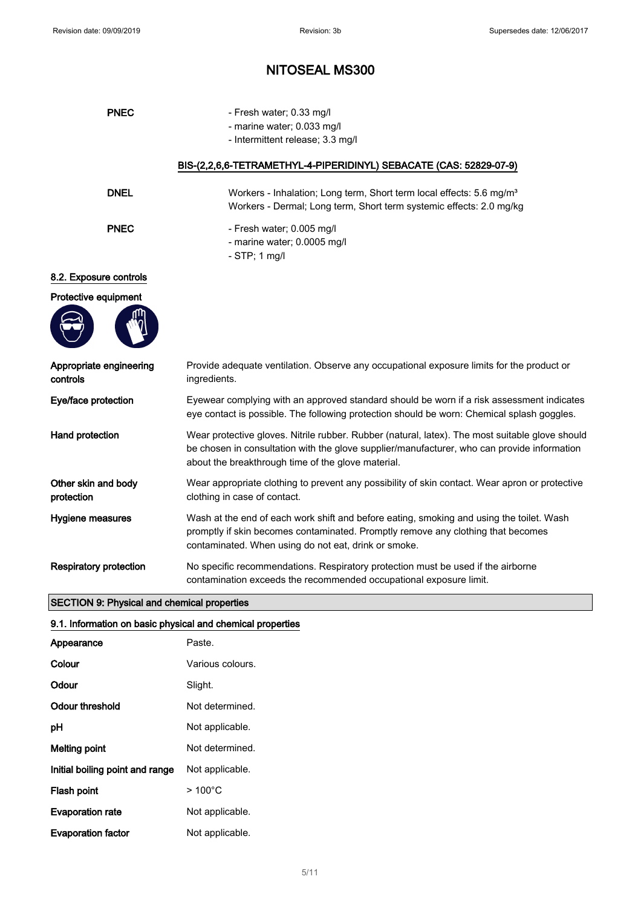# NITOSEAL MS300

| | |
|---|---|
| **PNEC** | - Fresh water; 0.33 mg/l<br>- marine water; 0.033 mg/l<br>- Intermittent release; 3.3 mg/l |

**BIS-(2,2,6,6-TETRAMETHYL-4-PIPERIDINYL) SEBACATE (CAS: 52829-07-9)**

| | |
|---|---|
| **DNEL** | Workers - Inhalation; Long term, Short term local effects: 5.6 mg/m³<br>Workers - Dermal; Long term, Short term systemic effects: 2.0 mg/kg |
| **PNEC** | - Fresh water; 0.005 mg/l<br>- marine water; 0.0005 mg/l<br>- STP; 1 mg/l |

### 8.2. Exposure controls

**Protective equipment**

| | |
|---|---|
| **Appropriate engineering controls** | Provide adequate ventilation. Observe any occupational exposure limits for the product or ingredients. |
| **Eye/face protection** | Eyewear complying with an approved standard should be worn if a risk assessment indicates eye contact is possible. The following protection should be worn: Chemical splash goggles. |
| **Hand protection** | Wear protective gloves. Nitrile rubber. Rubber (natural, latex). The most suitable glove should be chosen in consultation with the glove supplier/manufacturer, who can provide information about the breakthrough time of the glove material. |
| **Other skin and body protection** | Wear appropriate clothing to prevent any possibility of skin contact. Wear apron or protective clothing in case of contact. |
| **Hygiene measures** | Wash at the end of each work shift and before eating, smoking and using the toilet. Wash promptly if skin becomes contaminated. Promptly remove any clothing that becomes contaminated. When using do not eat, drink or smoke. |
| **Respiratory protection** | No specific recommendations. Respiratory protection must be used if the airborne contamination exceeds the recommended occupational exposure limit. |

## SECTION 9: Physical and chemical properties

### 9.1. Information on basic physical and chemical properties

| | |
|---|---|
| **Appearance** | Paste. |
| **Colour** | Various colours. |
| **Odour** | Slight. |
| **Odour threshold** | Not determined. |
| **pH** | Not applicable. |
| **Melting point** | Not determined. |
| **Initial boiling point and range** | Not applicable. |
| **Flash point** | > 100°C |
| **Evaporation rate** | Not applicable. |
| **Evaporation factor** | Not applicable. |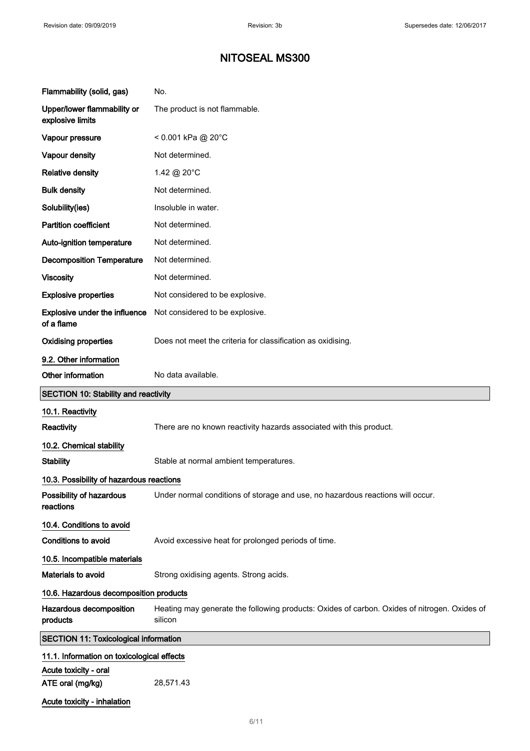# NITOSEAL MS300

| | |
|---|---|
| **Flammability (solid, gas)** | No. |
| **Upper/lower flammability or explosive limits** | The product is not flammable. |
| **Vapour pressure** | < 0.001 kPa @ 20°C |
| **Vapour density** | Not determined. |
| **Relative density** | 1.42 @ 20°C |
| **Bulk density** | Not determined. |
| **Solubility(ies)** | Insoluble in water. |
| **Partition coefficient** | Not determined. |
| **Auto-ignition temperature** | Not determined. |
| **Decomposition Temperature** | Not determined. |
| **Viscosity** | Not determined. |
| **Explosive properties** | Not considered to be explosive. |
| **Explosive under the influence of a flame** | Not considered to be explosive. |
| **Oxidising properties** | Does not meet the criteria for classification as oxidising. |

### 9.2. Other information

**Other information** No data available.

## SECTION 10: Stability and reactivity

### 10.1. Reactivity

**Reactivity** There are no known reactivity hazards associated with this product.

### 10.2. Chemical stability

**Stability** Stable at normal ambient temperatures.

### 10.3. Possibility of hazardous reactions

**Possibility of hazardous reactions** Under normal conditions of storage and use, no hazardous reactions will occur.

### 10.4. Conditions to avoid

**Conditions to avoid** Avoid excessive heat for prolonged periods of time.

### 10.5. Incompatible materials

**Materials to avoid** Strong oxidising agents. Strong acids.

### 10.6. Hazardous decomposition products

**Hazardous decomposition products** Heating may generate the following products: Oxides of carbon. Oxides of nitrogen. Oxides of silicon

## SECTION 11: Toxicological information

### 11.1. Information on toxicological effects

**Acute toxicity - oral**

**ATE oral (mg/kg)** 28,571.43

**Acute toxicity - inhalation**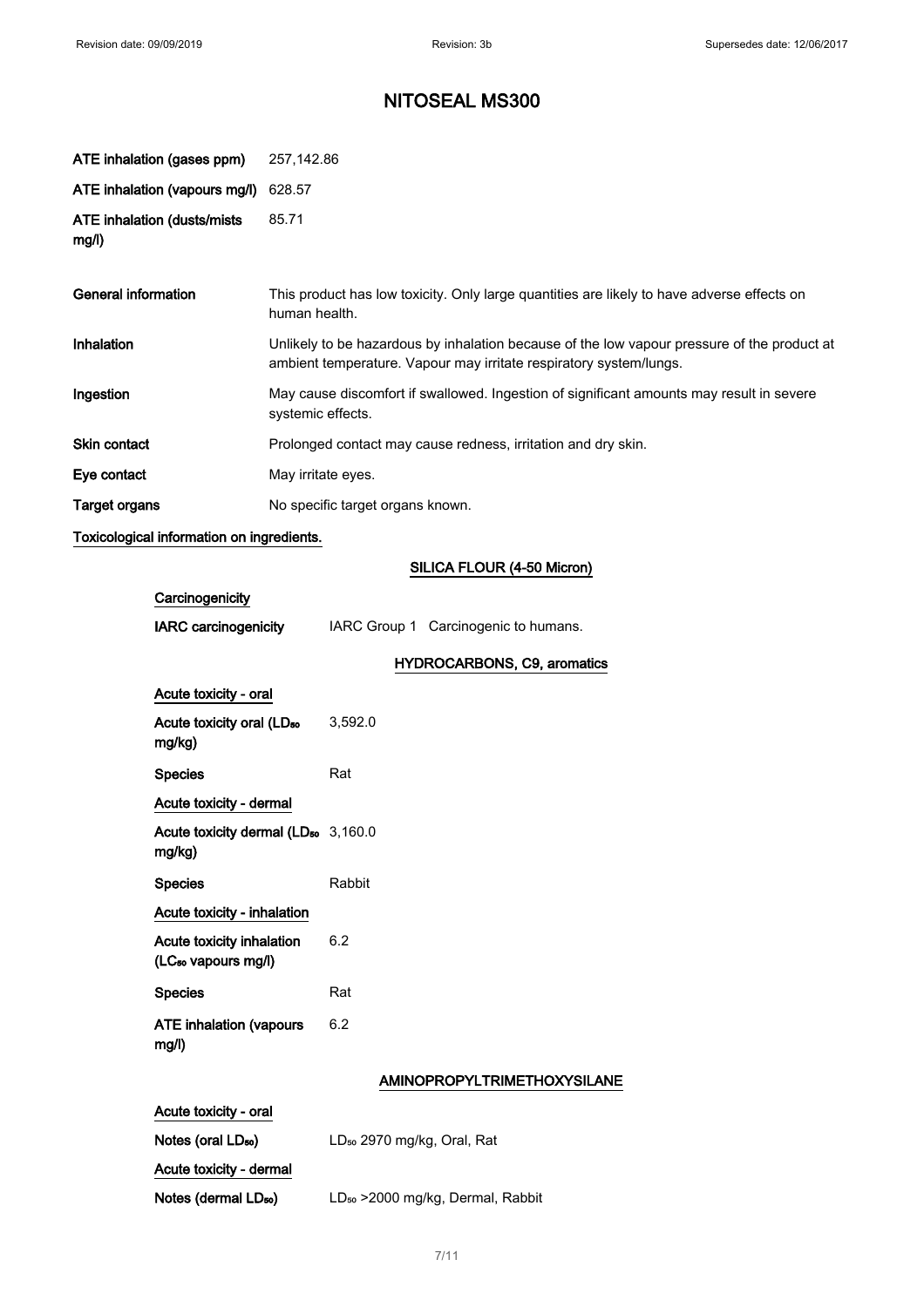# NITOSEAL MS300

| | |
|---|---|
| **ATE inhalation (gases ppm)** | 257,142.86 |
| **ATE inhalation (vapours mg/l)** | 628.57 |
| **ATE inhalation (dusts/mists mg/l)** | 85.71 |

| | |
|---|---|
| **General information** | This product has low toxicity. Only large quantities are likely to have adverse effects on human health. |
| **Inhalation** | Unlikely to be hazardous by inhalation because of the low vapour pressure of the product at ambient temperature. Vapour may irritate respiratory system/lungs. |
| **Ingestion** | May cause discomfort if swallowed. Ingestion of significant amounts may result in severe systemic effects. |
| **Skin contact** | Prolonged contact may cause redness, irritation and dry skin. |
| **Eye contact** | May irritate eyes. |
| **Target organs** | No specific target organs known. |

**Toxicological information on ingredients.**

**SILICA FLOUR (4-50 Micron)**

**Carcinogenicity**

| | |
|---|---|
| **IARC carcinogenicity** | IARC Group 1 Carcinogenic to humans. |

**HYDROCARBONS, C9, aromatics**

**Acute toxicity - oral**

| | |
|---|---|
| **Acute toxicity oral ($LD_{50}$ mg/kg)** | 3,592.0 |
| **Species** | Rat |

**Acute toxicity - dermal**

| | |
|---|---|
| **Acute toxicity dermal ($LD_{50}$ mg/kg)** | 3,160.0 |
| **Species** | Rabbit |

**Acute toxicity - inhalation**

| | |
|---|---|
| **Acute toxicity inhalation ($LC_{50}$ vapours mg/l)** | 6.2 |
| **Species** | Rat |
| **ATE inhalation (vapours mg/l)** | 6.2 |

**AMINOPROPYLTRIMETHOXYSILANE**

**Acute toxicity - oral**

| | |
|---|---|
| **Notes (oral $LD_{50}$)** | $LD_{50}$ 2970 mg/kg, Oral, Rat |

**Acute toxicity - dermal**

| | |
|---|---|
| **Notes (dermal $LD_{50}$)** | $LD_{50}$ >2000 mg/kg, Dermal, Rabbit |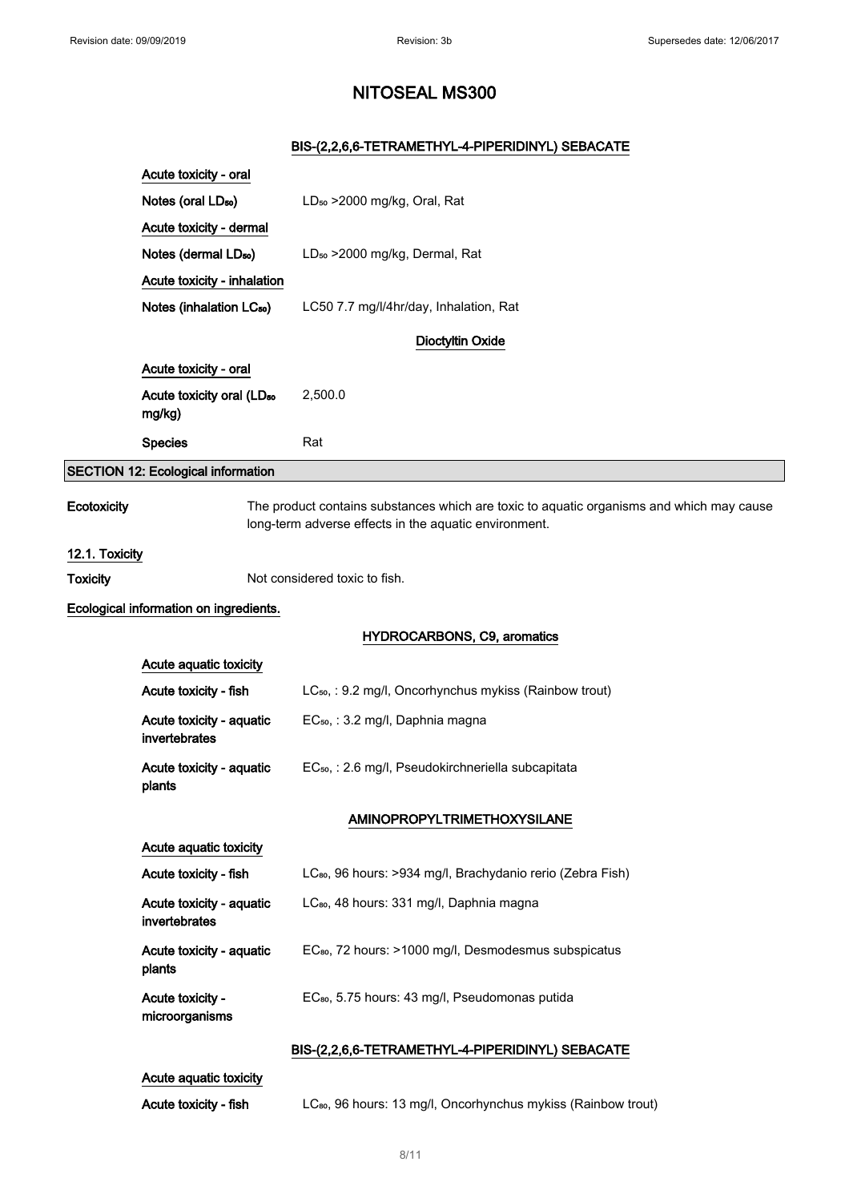# NITOSEAL MS300

### BIS-(2,2,6,6-TETRAMETHYL-4-PIPERIDINYL) SEBACATE

**Acute toxicity - oral**

| | |
|---|---|
| Notes (oral $LD_{50}$) | $LD_{50}$ >2000 mg/kg, Oral, Rat |

**Acute toxicity - dermal**

| | |
|---|---|
| Notes (dermal $LD_{50}$) | $LD_{50}$ >2000 mg/kg, Dermal, Rat |

**Acute toxicity - inhalation**

| | |
|---|---|
| Notes (inhalation $LC_{50}$) | LC50 7.7 mg/l/4hr/day, Inhalation, Rat |

### Dioctyltin Oxide

**Acute toxicity - oral**

| | |
|---|---|
| Acute toxicity oral ($LD_{50}$ mg/kg) | 2,500.0 |
| Species | Rat |

## SECTION 12: Ecological information

**Ecotoxicity** The product contains substances which are toxic to aquatic organisms and which may cause long-term adverse effects in the aquatic environment.

### 12.1. Toxicity

**Toxicity** Not considered toxic to fish.

**Ecological information on ingredients.**

### HYDROCARBONS, C9, aromatics

**Acute aquatic toxicity**

| | |
|---|---|
| Acute toxicity - fish | $LC_{50}$, : 9.2 mg/l, Oncorhynchus mykiss (Rainbow trout) |
| Acute toxicity - aquatic invertebrates | $EC_{50}$, : 3.2 mg/l, Daphnia magna |
| Acute toxicity - aquatic plants | $EC_{50}$, : 2.6 mg/l, Pseudokirchneriella subcapitata |

### AMINOPROPYLTRIMETHOXYSILANE

**Acute aquatic toxicity**

| | |
|---|---|
| Acute toxicity - fish | $LC_{50}$, 96 hours: >934 mg/l, Brachydanio rerio (Zebra Fish) |
| Acute toxicity - aquatic invertebrates | $LC_{50}$, 48 hours: 331 mg/l, Daphnia magna |
| Acute toxicity - aquatic plants | $EC_{50}$, 72 hours: >1000 mg/l, Desmodesmus subspicatus |
| Acute toxicity - microorganisms | $EC_{50}$, 5.75 hours: 43 mg/l, Pseudomonas putida |

### BIS-(2,2,6,6-TETRAMETHYL-4-PIPERIDINYL) SEBACATE

**Acute aquatic toxicity**

| | |
|---|---|
| Acute toxicity - fish | $LC_{50}$, 96 hours: 13 mg/l, Oncorhynchus mykiss (Rainbow trout) |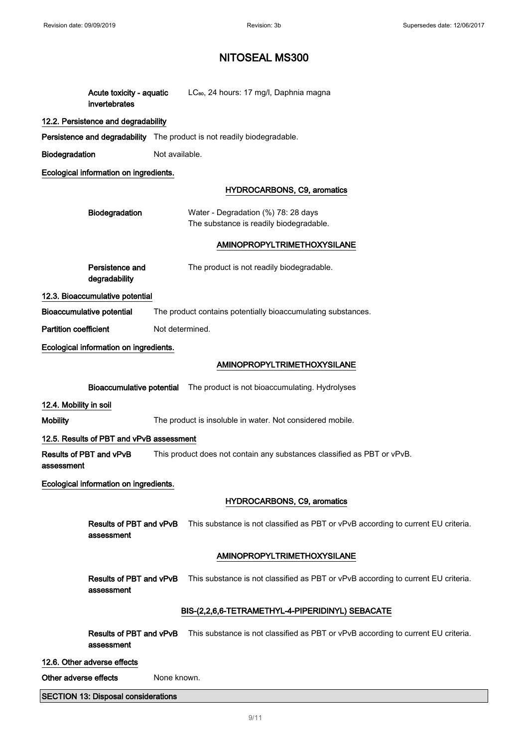Acute toxicity - aquatic invertebrates: $LC_{50}$, 24 hours: 17 mg/l, Daphnia magna

### 12.2. Persistence and degradability

**Persistence and degradability** The product is not readily biodegradable.

**Biodegradation** Not available.

**Ecological information on ingredients.**

**HYDROCARBONS, C9, aromatics**

**Biodegradation** Water - Degradation (%) 78: 28 days
The substance is readily biodegradable.

**AMINOPROPYLTRIMETHOXYSILANE**

**Persistence and degradability** The product is not readily biodegradable.

### 12.3. Bioaccumulative potential

**Bioaccumulative potential** The product contains potentially bioaccumulating substances.

**Partition coefficient** Not determined.

**Ecological information on ingredients.**

**AMINOPROPYLTRIMETHOXYSILANE**

**Bioaccumulative potential** The product is not bioaccumulating. Hydrolyses

### 12.4. Mobility in soil

**Mobility** The product is insoluble in water. Not considered mobile.

### 12.5. Results of PBT and vPvB assessment

**Results of PBT and vPvB assessment** This product does not contain any substances classified as PBT or vPvB.

**Ecological information on ingredients.**

**HYDROCARBONS, C9, aromatics**

**Results of PBT and vPvB assessment** This substance is not classified as PBT or vPvB according to current EU criteria.

**AMINOPROPYLTRIMETHOXYSILANE**

**Results of PBT and vPvB assessment** This substance is not classified as PBT or vPvB according to current EU criteria.

**BIS-(2,2,6,6-TETRAMETHYL-4-PIPERIDINYL) SEBACATE**

**Results of PBT and vPvB assessment** This substance is not classified as PBT or vPvB according to current EU criteria.

### 12.6. Other adverse effects

**Other adverse effects** None known.

## SECTION 13: Disposal considerations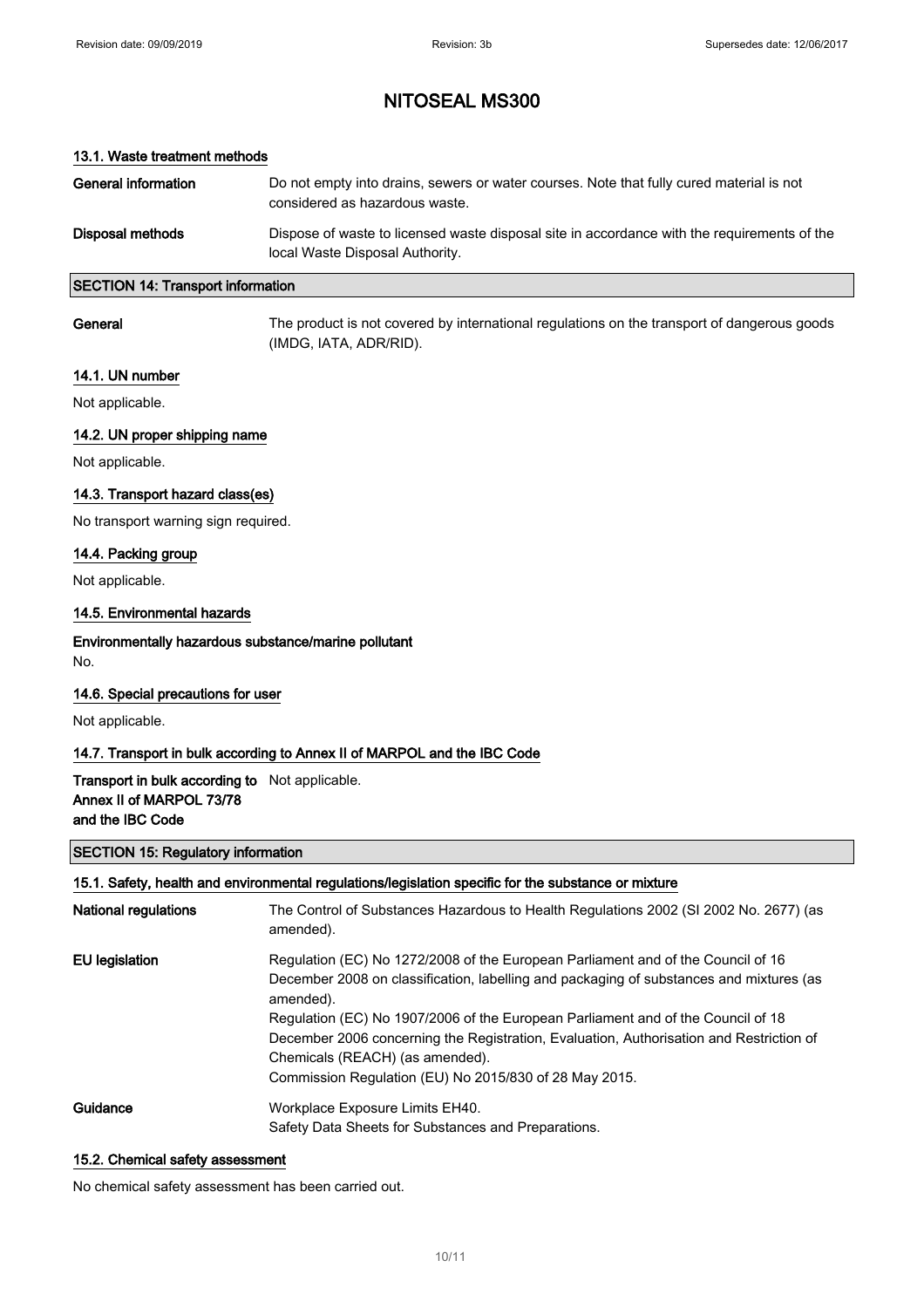# NITOSEAL MS300

### 13.1. Waste treatment methods

| | |
|---|---|
| **General information** | Do not empty into drains, sewers or water courses. Note that fully cured material is not considered as hazardous waste. |
| **Disposal methods** | Dispose of waste to licensed waste disposal site in accordance with the requirements of the local Waste Disposal Authority. |

## SECTION 14: Transport information

| | |
|---|---|
| **General** | The product is not covered by international regulations on the transport of dangerous goods (IMDG, IATA, ADR/RID). |

### 14.1. UN number

Not applicable.

### 14.2. UN proper shipping name

Not applicable.

### 14.3. Transport hazard class(es)

No transport warning sign required.

### 14.4. Packing group

Not applicable.

### 14.5. Environmental hazards

**Environmentally hazardous substance/marine pollutant**

No.

### 14.6. Special precautions for user

Not applicable.

### 14.7. Transport in bulk according to Annex II of MARPOL and the IBC Code

| | |
|---|---|
| **Transport in bulk according to Annex II of MARPOL 73/78 and the IBC Code** | Not applicable. |

## SECTION 15: Regulatory information

### 15.1. Safety, health and environmental regulations/legislation specific for the substance or mixture

| | |
|---|---|
| **National regulations** | The Control of Substances Hazardous to Health Regulations 2002 (SI 2002 No. 2677) (as amended). |
| **EU legislation** | Regulation (EC) No 1272/2008 of the European Parliament and of the Council of 16 December 2008 on classification, labelling and packaging of substances and mixtures (as amended).<br>Regulation (EC) No 1907/2006 of the European Parliament and of the Council of 18 December 2006 concerning the Registration, Evaluation, Authorisation and Restriction of Chemicals (REACH) (as amended).<br>Commission Regulation (EU) No 2015/830 of 28 May 2015. |
| **Guidance** | Workplace Exposure Limits EH40.<br>Safety Data Sheets for Substances and Preparations. |

### 15.2. Chemical safety assessment

No chemical safety assessment has been carried out.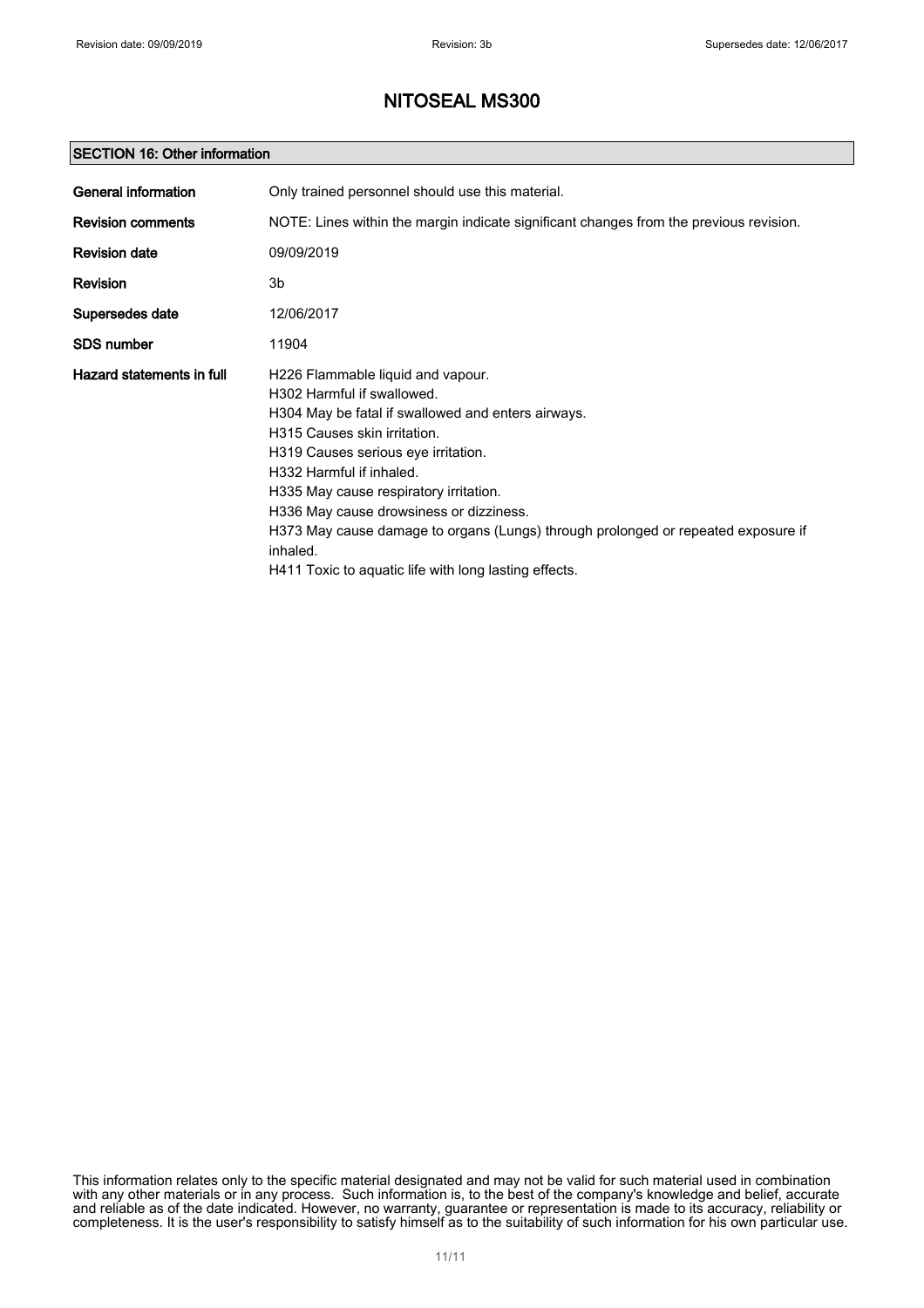# NITOSEAL MS300

## SECTION 16: Other information

| | |
|---|---|
| **General information** | Only trained personnel should use this material. |
| **Revision comments** | NOTE: Lines within the margin indicate significant changes from the previous revision. |
| **Revision date** | 09/09/2019 |
| **Revision** | 3b |
| **Supersedes date** | 12/06/2017 |
| **SDS number** | 11904 |
| **Hazard statements in full** | H226 Flammable liquid and vapour.<br>H302 Harmful if swallowed.<br>H304 May be fatal if swallowed and enters airways.<br>H315 Causes skin irritation.<br>H319 Causes serious eye irritation.<br>H332 Harmful if inhaled.<br>H335 May cause respiratory irritation.<br>H336 May cause drowsiness or dizziness.<br>H373 May cause damage to organs (Lungs) through prolonged or repeated exposure if inhaled.<br>H411 Toxic to aquatic life with long lasting effects. |

This information relates only to the specific material designated and may not be valid for such material used in combination with any other materials or in any process. Such information is, to the best of the company's knowledge and belief, accurate and reliable as of the date indicated. However, no warranty, guarantee or representation is made to its accuracy, reliability or completeness. It is the user's responsibility to satisfy himself as to the suitability of such information for his own particular use.